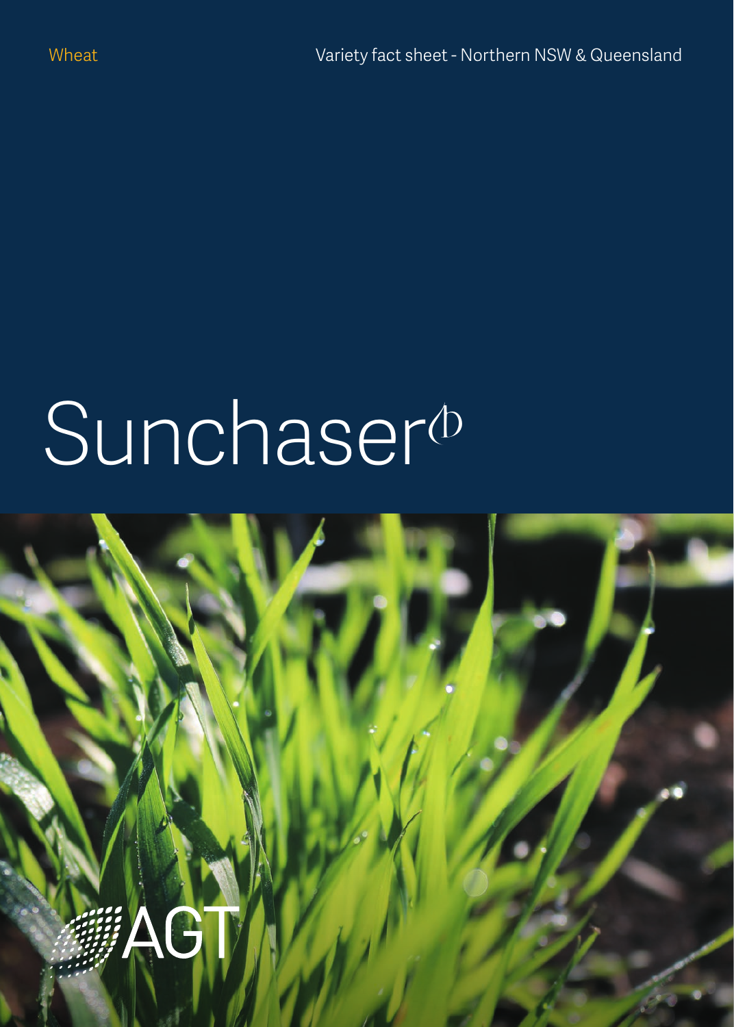Wheat

Variety fact sheet - Northern NSW & Queensland

# Sunchaser

AGT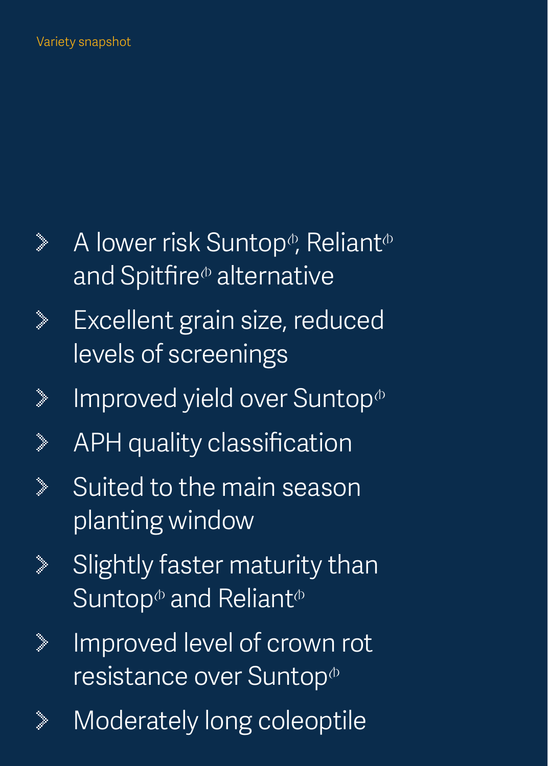Variety snapshot

- A lower risk Suntop⦶, Reliant⦶ and Spitfire⦶ alternative
- Excellent grain size, reduced levels of screenings
- Improved yield over Suntop⦶
- APH quality classification
- Suited to the main season planting window
- Slightly faster maturity than Suntop⦶ and Reliant⦶
- Improved level of crown rot resistance over Suntop⦶
- Moderately long coleoptile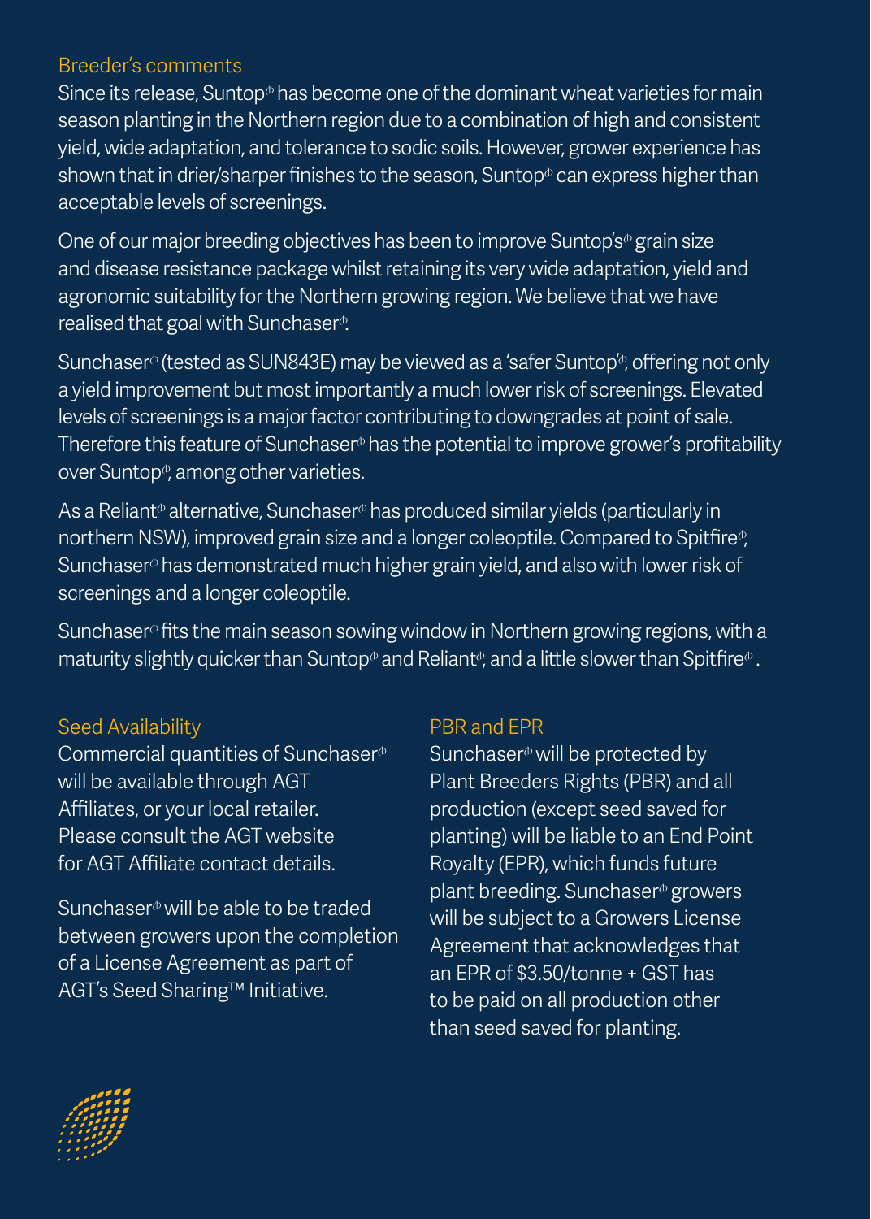## Breeder's comments

Since its release, Suntop⦶ has become one of the dominant wheat varieties for main season planting in the Northern region due to a combination of high and consistent yield, wide adaptation, and tolerance to sodic soils. However, grower experience has shown that in drier/sharper finishes to the season, Suntop⦶ can express higher than acceptable levels of screenings.

One of our major breeding objectives has been to improve Suntop's⦶ grain size and disease resistance package whilst retaining its very wide adaptation, yield and agronomic suitability for the Northern growing region. We believe that we have realised that goal with Sunchaser⦶.

Sunchaser⦶ (tested as SUN843E) may be viewed as a 'safer Suntop'⦶, offering not only a yield improvement but most importantly a much lower risk of screenings. Elevated levels of screenings is a major factor contributing to downgrades at point of sale. Therefore this feature of Sunchaser⦶ has the potential to improve grower's profitability over Suntop⦶, among other varieties.

As a Reliant⦶ alternative, Sunchaser⦶ has produced similar yields (particularly in northern NSW), improved grain size and a longer coleoptile. Compared to Spitfire⦶, Sunchaser⦶ has demonstrated much higher grain yield, and also with lower risk of screenings and a longer coleoptile.

Sunchaser⦶ fits the main season sowing window in Northern growing regions, with a maturity slightly quicker than Suntop⦶ and Reliant⦶, and a little slower than Spitfire⦶.

## Seed Availability

Commercial quantities of Sunchaser⦶ will be available through AGT Affiliates, or your local retailer. Please consult the AGT website for AGT Affiliate contact details.

Sunchaser⦶ will be able to be traded between growers upon the completion of a License Agreement as part of AGT's Seed Sharing™ Initiative.

## PBR and EPR

Sunchaser⦶ will be protected by Plant Breeders Rights (PBR) and all production (except seed saved for planting) will be liable to an End Point Royalty (EPR), which funds future plant breeding. Sunchaser⦶ growers will be subject to a Growers License Agreement that acknowledges that an EPR of $3.50/tonne + GST has to be paid on all production other than seed saved for planting.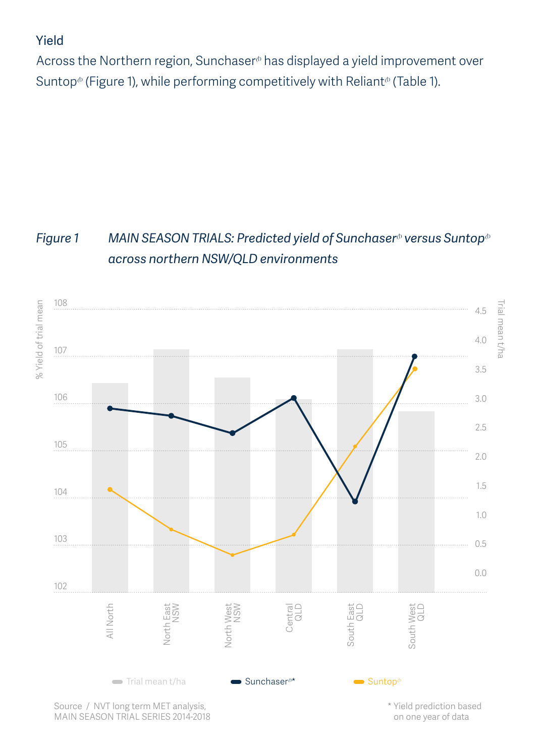## Yield

Across the Northern region, Sunchaser[ⓓ] has displayed a yield improvement over Suntop[ⓓ] (Figure 1), while performing competitively with Reliant[ⓓ] (Table 1).

*Figure 1* *MAIN SEASON TRIALS: Predicted yield of Sunchaser[ⓓ] versus Suntop[ⓓ] across northern NSW/QLD environments*

Source / NVT long term MET analysis, MAIN SEASON TRIAL SERIES 2014-2018

* Yield prediction based on one year of data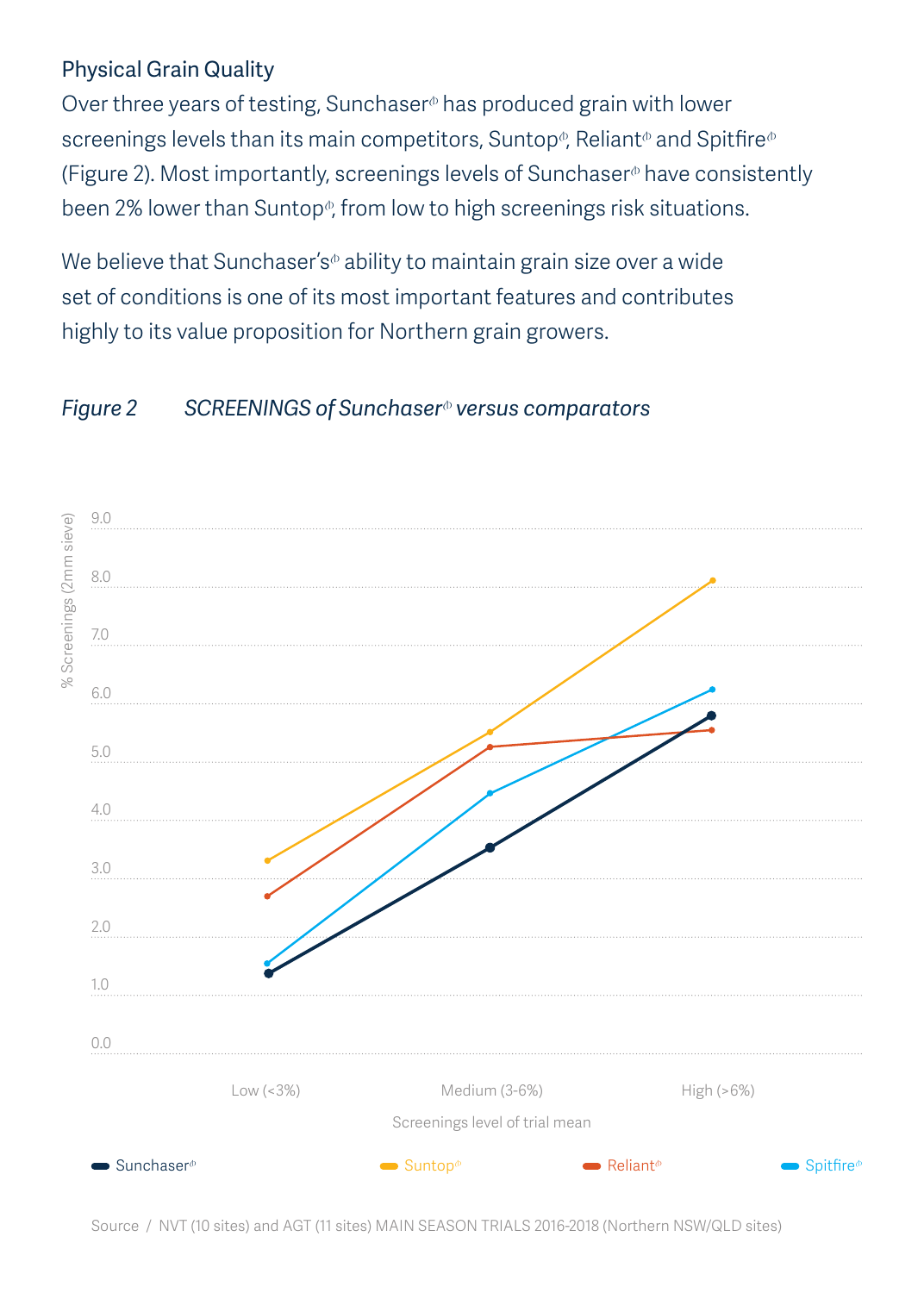### Physical Grain Quality

Over three years of testing, Sunchaser⁽ᶦ⁾ has produced grain with lower screenings levels than its main competitors, Suntop⁽ᶦ⁾, Reliant⁽ᶦ⁾ and Spitfire⁽ᶦ⁾ (Figure 2). Most importantly, screenings levels of Sunchaser⁽ᶦ⁾ have consistently been 2% lower than Suntop⁽ᶦ⁾, from low to high screenings risk situations.

We believe that Sunchaser's⁽ᶦ⁾ ability to maintain grain size over a wide set of conditions is one of its most important features and contributes highly to its value proposition for Northern grain growers.

*Figure 2 SCREENINGS of Sunchaser⁽ᶦ⁾ versus comparators*

Source / NVT (10 sites) and AGT (11 sites) MAIN SEASON TRIALS 2016-2018 (Northern NSW/QLD sites)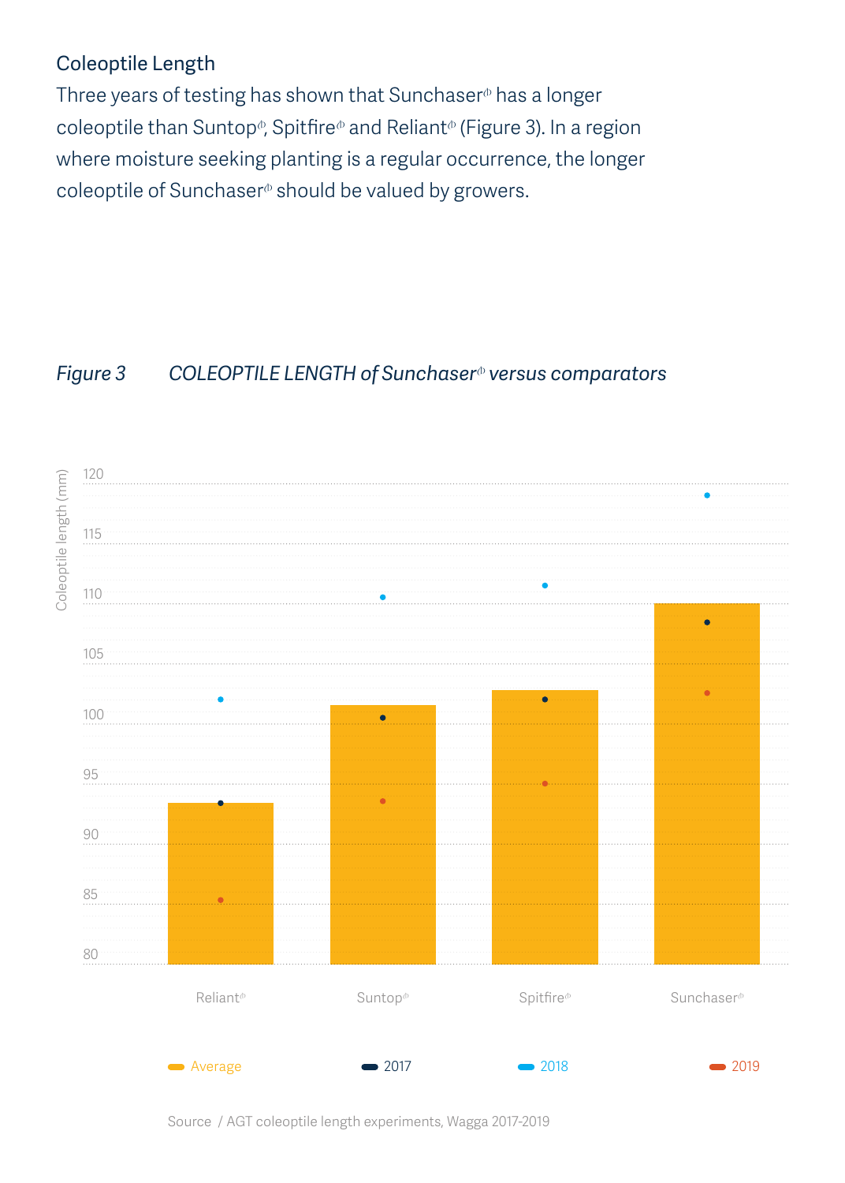## Coleoptile Length

Three years of testing has shown that Sunchaser⁽ᵇ⁾ has a longer coleoptile than Suntop⁽ᵇ⁾, Spitfire⁽ᵇ⁾ and Reliant⁽ᵇ⁾ (Figure 3). In a region where moisture seeking planting is a regular occurrence, the longer coleoptile of Sunchaser⁽ᵇ⁾ should be valued by growers.

*Figure 3 COLEOPTILE LENGTH of Sunchaser⁽ᵇ⁾ versus comparators*

Source / AGT coleoptile length experiments, Wagga 2017-2019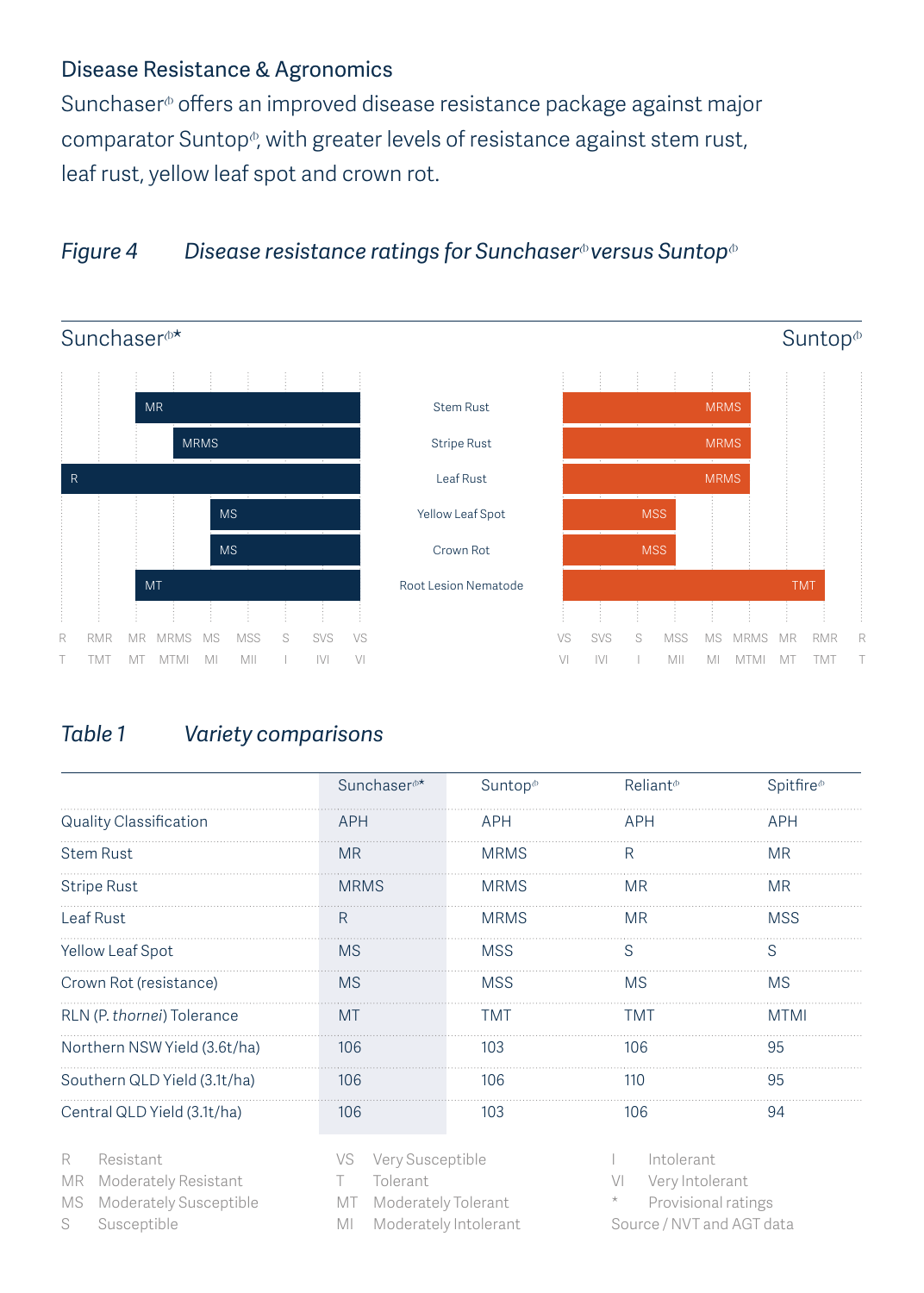## Disease Resistance & Agronomics

Sunchaser⁽ᵖ⁾ offers an improved disease resistance package against major comparator Suntop⁽ᵖ⁾, with greater levels of resistance against stem rust, leaf rust, yellow leaf spot and crown rot.

*Figure 4 Disease resistance ratings for Sunchaser⁽ᵖ⁾ versus Suntop⁽ᵖ⁾*

| Sunchaser⁽ᵖ⁾* | Disease | Suntop⁽ᵖ⁾ |
|---|---|---|
| MR | Stem Rust | MRMS |
| MRMS | Stripe Rust | MRMS |
| R | Leaf Rust | MRMS |
| MS | Yellow Leaf Spot | MSS |
| MS | Crown Rot | MSS |
| MT | Root Lesion Nematode | TMT |

Scale: R/T, RMR/TMT, MR/MT, MRMS/MTMI, MS/MI, MSS/MII, S/I, SVS/IVI, VS/VI

*Table 1 Variety comparisons*

| | Sunchaser⁽ᵖ⁾* | Suntop⁽ᵖ⁾ | Reliant⁽ᵖ⁾ | Spitfire⁽ᵖ⁾ |
|---|---|---|---|---|
| Quality Classification | APH | APH | APH | APH |
| Stem Rust | MR | MRMS | R | MR |
| Stripe Rust | MRMS | MRMS | MR | MR |
| Leaf Rust | R | MRMS | MR | MSS |
| Yellow Leaf Spot | MS | MSS | S | S |
| Crown Rot (resistance) | MS | MSS | MS | MS |
| RLN (P. *thornei*) Tolerance | MT | TMT | TMT | MTMI |
| Northern NSW Yield (3.6t/ha) | 106 | 103 | 106 | 95 |
| Southern QLD Yield (3.1t/ha) | 106 | 106 | 110 | 95 |
| Central QLD Yield (3.1t/ha) | 106 | 103 | 106 | 94 |

R Resistant
MR Moderately Resistant
MS Moderately Susceptible
S Susceptible
VS Very Susceptible
T Tolerant
MT Moderately Tolerant
MI Moderately Intolerant
I Intolerant
VI Very Intolerant
\* Provisional ratings

Source / NVT and AGT data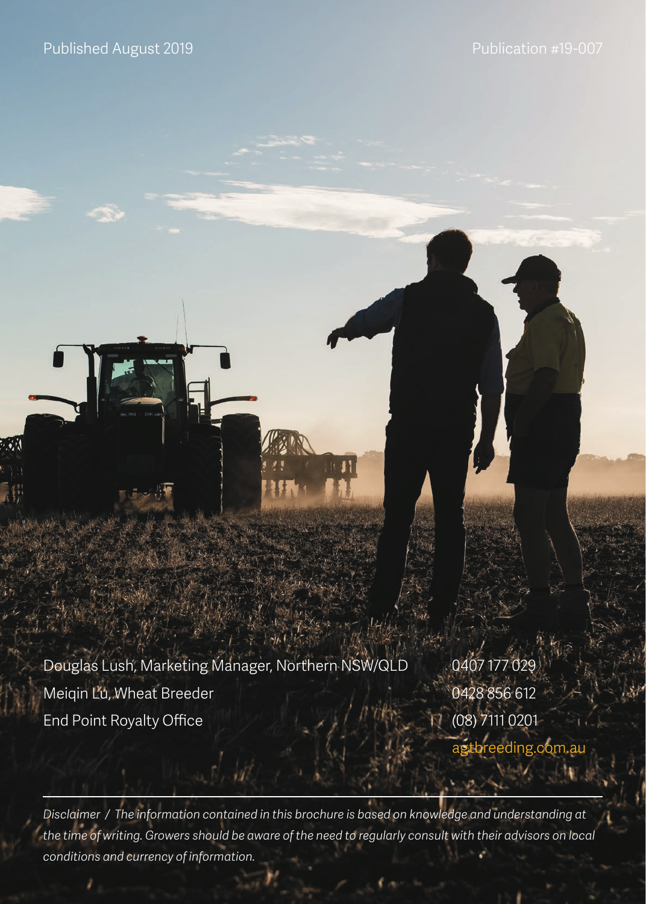Published August 2019

Publication #19-007

Douglas Lush, Marketing Manager, Northern NSW/QLD — 0407 177 029

Meiqin Lu, Wheat Breeder — 0428 856 612

End Point Royalty Office — (08) 7111 0201

agtbreeding.com.au

*Disclaimer / The information contained in this brochure is based on knowledge and understanding at the time of writing. Growers should be aware of the need to regularly consult with their advisors on local conditions and currency of information.*